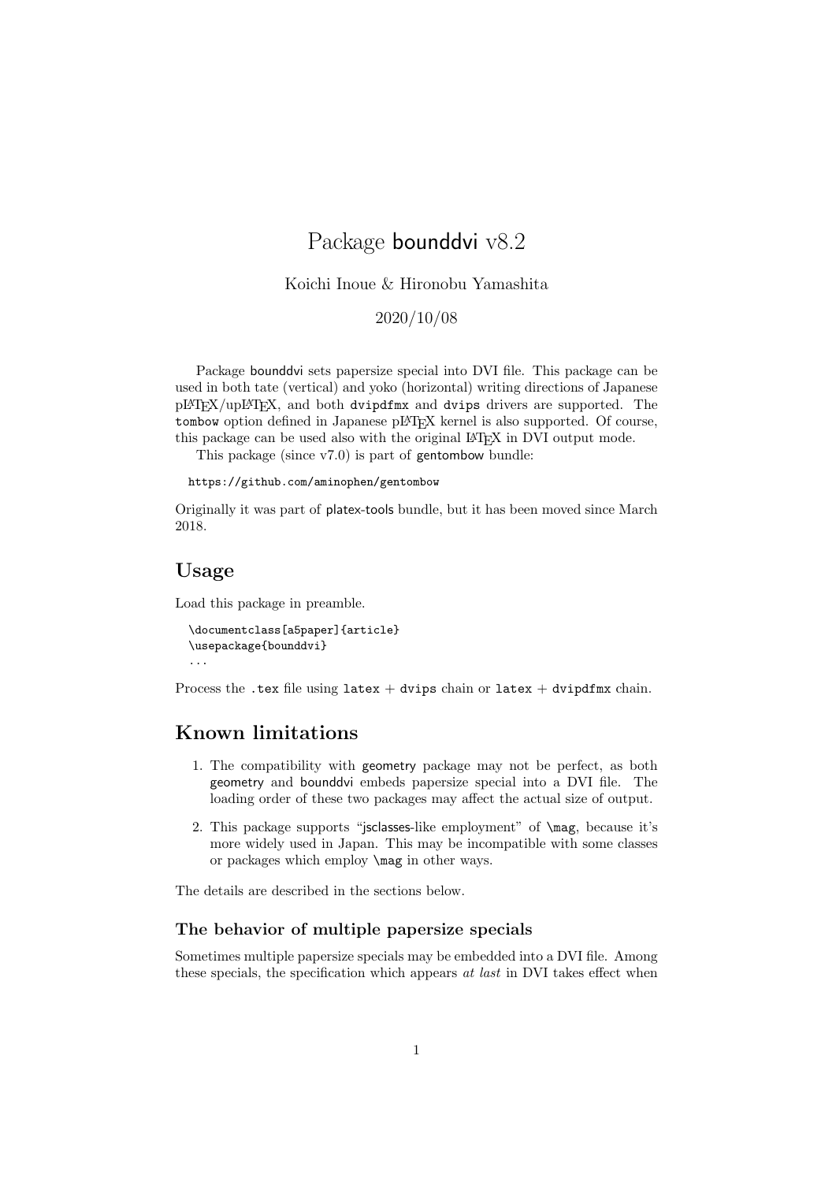# Package bounddvi v8.2

Koichi Inoue & Hironobu Yamashita

2020/10/08

Package bounddvi sets papersize special into DVI file. This package can be used in both tate (vertical) and yoko (horizontal) writing directions of Japanese pLaTeX/upLaTeX, and both `dvipdfmx` and `dvips` drivers are supported. The `tombow` option defined in Japanese pLaTeX kernel is also supported. Of course, this package can be used also with the original LaTeX in DVI output mode.

This package (since v7.0) is part of gentombow bundle:

`https://github.com/aminophen/gentombow`

Originally it was part of platex-tools bundle, but it has been moved since March 2018.

## Usage

Load this package in preamble.

```
\documentclass[a5paper]{article}
\usepackage{bounddvi}
...
```

Process the `.tex` file using `latex` + `dvips` chain or `latex` + `dvipdfmx` chain.

## Known limitations

1. The compatibility with geometry package may not be perfect, as both geometry and bounddvi embeds papersize special into a DVI file. The loading order of these two packages may affect the actual size of output.
2. This package supports "jsclasses-like employment" of `\mag`, because it's more widely used in Japan. This may be incompatible with some classes or packages which employ `\mag` in other ways.

The details are described in the sections below.

### The behavior of multiple papersize specials

Sometimes multiple papersize specials may be embedded into a DVI file. Among these specials, the specification which appears *at last* in DVI takes effect when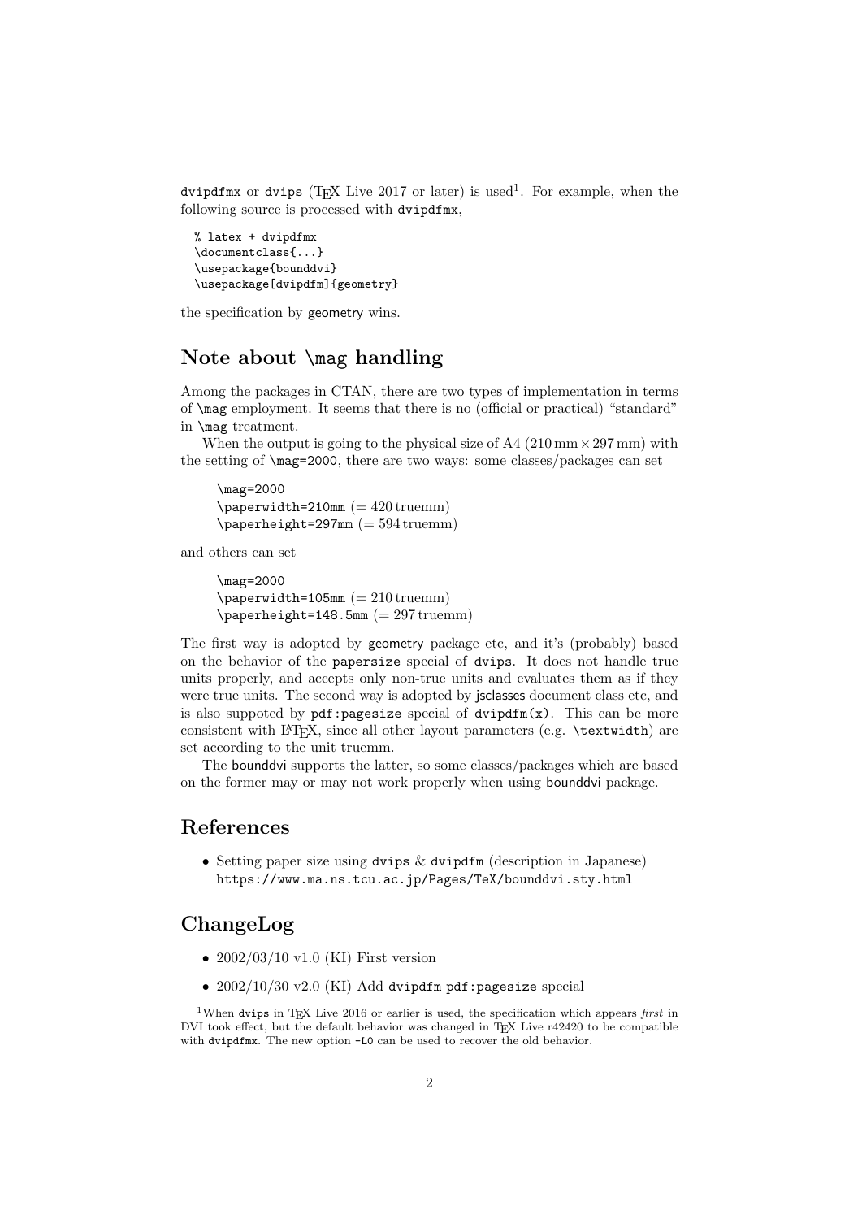`dvipdfmx` or `dvips` (TeX Live 2017 or later) is used[1]. For example, when the following source is processed with `dvipdfmx`,

```
% latex + dvipdfmx
\documentclass{...}
\usepackage{bounddvi}
\usepackage[dvipdfm]{geometry}
```

the specification by geometry wins.

## Note about `\mag` handling

Among the packages in CTAN, there are two types of implementation in terms of `\mag` employment. It seems that there is no (official or practical) "standard" in `\mag` treatment.

When the output is going to the physical size of A4 ($210\,\mathrm{mm} \times 297\,\mathrm{mm}$) with the setting of `\mag=2000`, there are two ways: some classes/packages can set

`\mag=2000`
`\paperwidth=210mm` (= 420 truemm)
`\paperheight=297mm` (= 594 truemm)

and others can set

`\mag=2000`
`\paperwidth=105mm` (= 210 truemm)
`\paperheight=148.5mm` (= 297 truemm)

The first way is adopted by geometry package etc, and it's (probably) based on the behavior of the `papersize` special of `dvips`. It does not handle true units properly, and accepts only non-true units and evaluates them as if they were true units. The second way is adopted by jsclasses document class etc, and is also suppoted by `pdf:pagesize` special of `dvipdfm(x)`. This can be more consistent with LaTeX, since all other layout parameters (e.g. `\textwidth`) are set according to the unit truemm.

The bounddvi supports the latter, so some classes/packages which are based on the former may or may not work properly when using bounddvi package.

## References

- Setting paper size using `dvips` & `dvipdfm` (description in Japanese)
  `https://www.ma.ns.tcu.ac.jp/Pages/TeX/bounddvi.sty.html`

## ChangeLog

- 2002/03/10 v1.0 (KI) First version
- 2002/10/30 v2.0 (KI) Add `dvipdfm` `pdf:pagesize` special

---

[1] When `dvips` in TeX Live 2016 or earlier is used, the specification which appears *first* in DVI took effect, but the default behavior was changed in TeX Live r42420 to be compatible with `dvipdfmx`. The new option `-L0` can be used to recover the old behavior.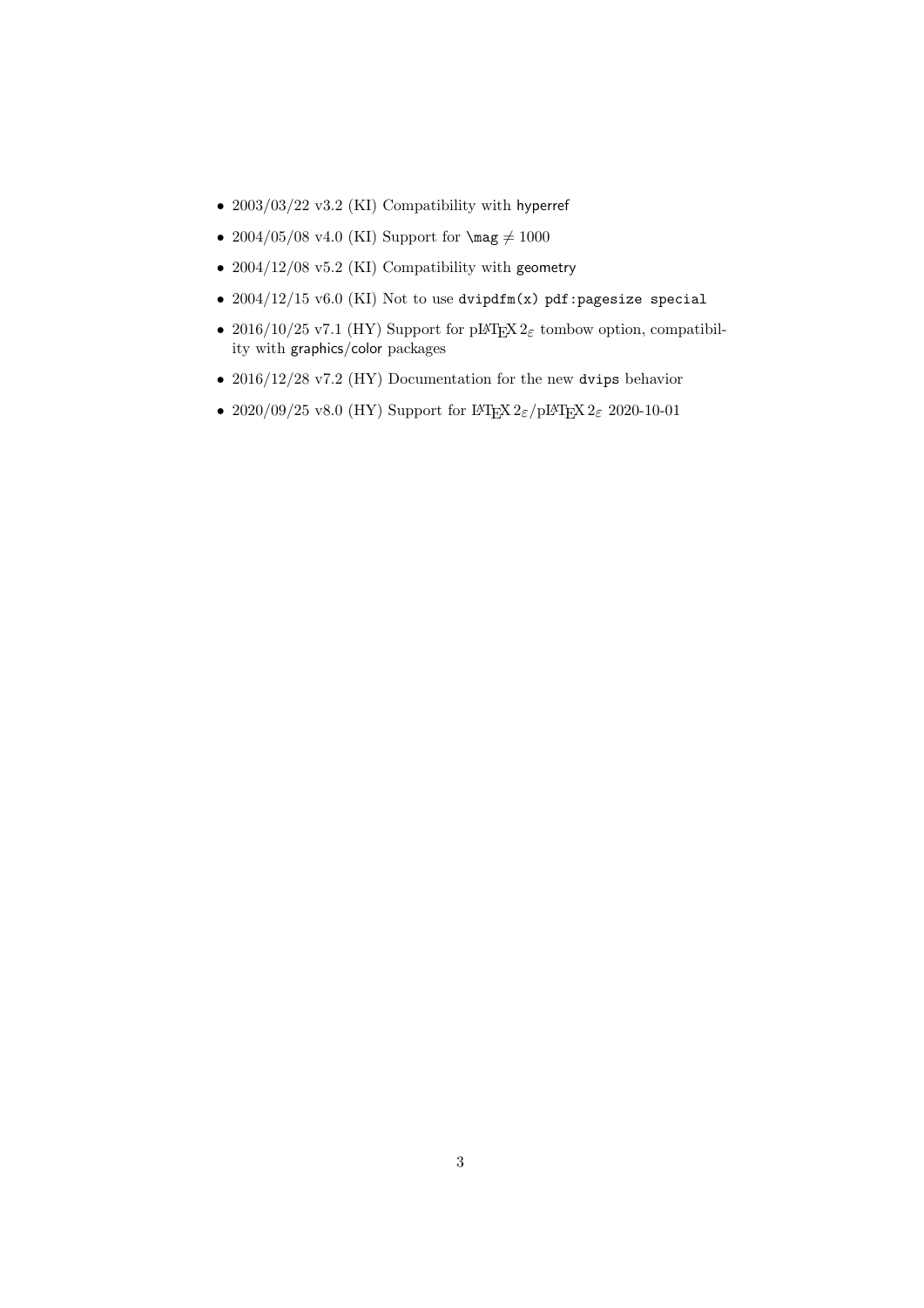- 2003/03/22 v3.2 (KI) Compatibility with hyperref
- 2004/05/08 v4.0 (KI) Support for `\mag` $\neq 1000$
- 2004/12/08 v5.2 (KI) Compatibility with geometry
- 2004/12/15 v6.0 (KI) Not to use `dvipdfm(x) pdf:pagesize special`
- 2016/10/25 v7.1 (HY) Support for pLaTeX $2_\varepsilon$ tombow option, compatibility with graphics/color packages
- 2016/12/28 v7.2 (HY) Documentation for the new `dvips` behavior
- 2020/09/25 v8.0 (HY) Support for LaTeX $2_\varepsilon$/pLaTeX $2_\varepsilon$ 2020-10-01